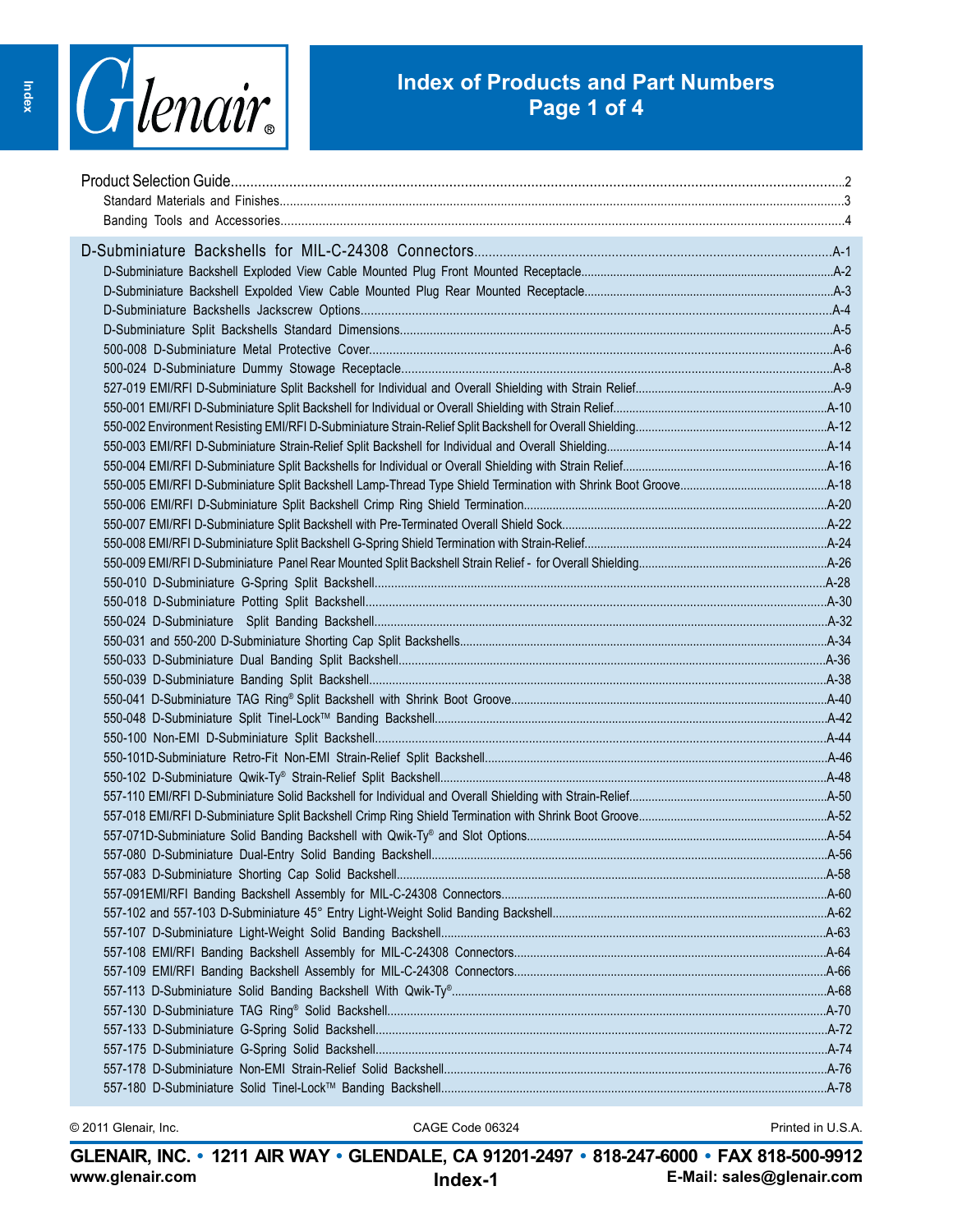# Index of Products and Part Numbers

- Product Selection Guide ..... 2
  - Standard Materials and Finishes ..... 3
  - Banding Tools and Accessories ..... 4

- D-Subminiature Backshells for MIL-C-24308 Connectors ..... A-1
  - D-Subminiature Backshell Exploded View Cable Mounted Plug Front Mounted Receptacle ..... A-2
  - D-Subminiature Backshell Expolded View Cable Mounted Plug Rear Mounted Receptacle ..... A-3
  - D-Subminiature Backshells Jackscrew Options ..... A-4
  - D-Subminiature Split Backshells Standard Dimensions ..... A-5
  - 500-008 D-Subminiature Metal Protective Cover ..... A-6
  - 500-024 D-Subminiature Dummy Stowage Receptacle ..... A-8
  - 527-019 EMI/RFI D-Subminiature Split Backshell for Individual and Overall Shielding with Strain Relief ..... A-9
  - 550-001 EMI/RFI D-Subminiature Split Backshell for Individual or Overall Shielding with Strain Relief ..... A-10
  - 550-002 Environment Resisting EMI/RFI D-Subminiature Strain-Relief Split Backshell for Overall Shielding ..... A-12
  - 550-003 EMI/RFI D-Subminiature Strain-Relief Split Backshell for Individual and Overall Shielding ..... A-14
  - 550-004 EMI/RFI D-Subminiature Split Backshells for Individual or Overall Shielding with Strain Relief ..... A-16
  - 550-005 EMI/RFI D-Subminiature Split Backshell Lamp-Thread Type Shield Termination with Shrink Boot Groove ..... A-18
  - 550-006 EMI/RFI D-Subminiature Split Backshell Crimp Ring Shield Termination ..... A-20
  - 550-007 EMI/RFI D-Subminiature Split Backshell with Pre-Terminated Overall Shield Sock ..... A-22
  - 550-008 EMI/RFI D-Subminiature Split Backshell G-Spring Shield Termination with Strain-Relief ..... A-24
  - 550-009 EMI/RFI D-Subminiature Panel Rear Mounted Split Backshell Strain Relief - for Overall Shielding ..... A-26
  - 550-010 D-Subminiature G-Spring Split Backshell ..... A-28
  - 550-018 D-Subminiature Potting Split Backshell ..... A-30
  - 550-024 D-Subminiature Split Banding Backshell ..... A-32
  - 550-031 and 550-200 D-Subminiature Shorting Cap Split Backshells ..... A-34
  - 550-033 D-Subminiature Dual Banding Split Backshell ..... A-36
  - 550-039 D-Subminiature Banding Split Backshell ..... A-38
  - 550-041 D-Subminiature TAG Ring® Split Backshell with Shrink Boot Groove ..... A-40
  - 550-048 D-Subminiature Split Tinel-Lock™ Banding Backshell ..... A-42
  - 550-100 Non-EMI D-Subminiature Split Backshell ..... A-44
  - 550-101D-Subminiature Retro-Fit Non-EMI Strain-Relief Split Backshell ..... A-46
  - 550-102 D-Subminiature Qwik-Ty® Strain-Relief Split Backshell ..... A-48
  - 557-110 EMI/RFI D-Subminiature Solid Backshell for Individual and Overall Shielding with Strain-Relief ..... A-50
  - 557-018 EMI/RFI D-Subminiature Split Backshell Crimp Ring Shield Termination with Shrink Boot Groove ..... A-52
  - 557-071D-Subminiature Solid Banding Backshell with Qwik-Ty® and Slot Options ..... A-54
  - 557-080 D-Subminiature Dual-Entry Solid Banding Backshell ..... A-56
  - 557-083 D-Subminiature Shorting Cap Solid Backshell ..... A-58
  - 557-091EMI/RFI Banding Backshell Assembly for MIL-C-24308 Connectors ..... A-60
  - 557-102 and 557-103 D-Subminiature 45° Entry Light-Weight Solid Banding Backshell ..... A-62
  - 557-107 D-Subminiature Light-Weight Solid Banding Backshell ..... A-63
  - 557-108 EMI/RFI Banding Backshell Assembly for MIL-C-24308 Connectors ..... A-64
  - 557-109 EMI/RFI Banding Backshell Assembly for MIL-C-24308 Connectors ..... A-66
  - 557-113 D-Subminiature Solid Banding Backshell With Qwik-Ty® ..... A-68
  - 557-130 D-Subminiature TAG Ring® Solid Backshell ..... A-70
  - 557-133 D-Subminiature G-Spring Solid Backshell ..... A-72
  - 557-175 D-Subminiature G-Spring Solid Backshell ..... A-74
  - 557-178 D-Subminiature Non-EMI Strain-Relief Solid Backshell ..... A-76
  - 557-180 D-Subminiature Solid Tinel-Lock™ Banding Backshell ..... A-78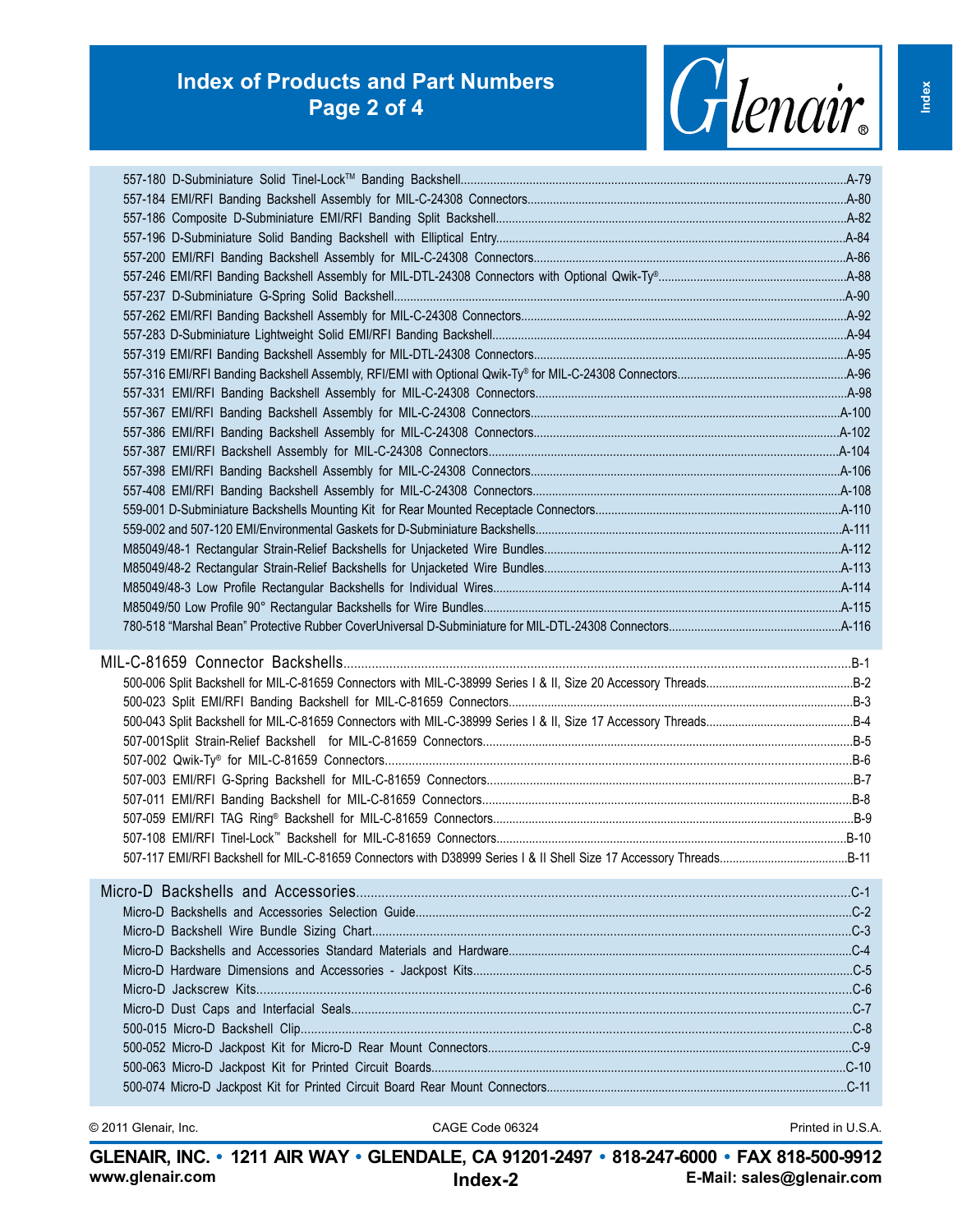# Index of Products and Part Numbers
## Page 2 of 4

557-180 D-Subminiature Solid Tinel-Lock™ Banding Backshell....A-79
557-184 EMI/RFI Banding Backshell Assembly for MIL-C-24308 Connectors....A-80
557-186 Composite D-Subminiature EMI/RFI Banding Split Backshell....A-82
557-196 D-Subminiature Solid Banding Backshell with Elliptical Entry....A-84
557-200 EMI/RFI Banding Backshell Assembly for MIL-C-24308 Connectors....A-86
557-246 EMI/RFI Banding Backshell Assembly for MIL-DTL-24308 Connectors with Optional Qwik-Ty®....A-88
557-237 D-Subminiature G-Spring Solid Backshell....A-90
557-262 EMI/RFI Banding Backshell Assembly for MIL-C-24308 Connectors....A-92
557-283 D-Subminiature Lightweight Solid EMI/RFI Banding Backshell....A-94
557-319 EMI/RFI Banding Backshell Assembly for MIL-DTL-24308 Connectors....A-95
557-316 EMI/RFI Banding Backshell Assembly, RFI/EMI with Optional Qwik-Ty® for MIL-C-24308 Connectors....A-96
557-331 EMI/RFI Banding Backshell Assembly for MIL-C-24308 Connectors....A-98
557-367 EMI/RFI Banding Backshell Assembly for MIL-C-24308 Connectors....A-100
557-386 EMI/RFI Banding Backshell Assembly for MIL-C-24308 Connectors....A-102
557-387 EMI/RFI Backshell Assembly for MIL-C-24308 Connectors....A-104
557-398 EMI/RFI Banding Backshell Assembly for MIL-C-24308 Connectors....A-106
557-408 EMI/RFI Banding Backshell Assembly for MIL-C-24308 Connectors....A-108
559-001 D-Subminiature Backshells Mounting Kit for Rear Mounted Receptacle Connectors....A-110
559-002 and 507-120 EMI/Environmental Gaskets for D-Subminiature Backshells....A-111
M85049/48-1 Rectangular Strain-Relief Backshells for Unjacketed Wire Bundles....A-112
M85049/48-2 Rectangular Strain-Relief Backshells for Unjacketed Wire Bundles....A-113
M85049/48-3 Low Profile Rectangular Backshells for Individual Wires....A-114
M85049/50 Low Profile 90° Rectangular Backshells for Wire Bundles....A-115
780-518 "Marshal Bean" Protective Rubber CoverUniversal D-Subminiature for MIL-DTL-24308 Connectors....A-116

## MIL-C-81659 Connector Backshells....B-1

500-006 Split Backshell for MIL-C-81659 Connectors with MIL-C-38999 Series I & II, Size 20 Accessory Threads....B-2
500-023 Split EMI/RFI Banding Backshell for MIL-C-81659 Connectors....B-3
500-043 Split Backshell for MIL-C-81659 Connectors with MIL-C-38999 Series I & II, Size 17 Accessory Threads....B-4
507-001Split Strain-Relief Backshell for MIL-C-81659 Connectors....B-5
507-002 Qwik-Ty® for MIL-C-81659 Connectors....B-6
507-003 EMI/RFI G-Spring Backshell for MIL-C-81659 Connectors....B-7
507-011 EMI/RFI Banding Backshell for MIL-C-81659 Connectors....B-8
507-059 EMI/RFI TAG Ring® Backshell for MIL-C-81659 Connectors....B-9
507-108 EMI/RFI Tinel-Lock™ Backshell for MIL-C-81659 Connectors....B-10
507-117 EMI/RFI Backshell for MIL-C-81659 Connectors with D38999 Series I & II Shell Size 17 Accessory Threads....B-11

## Micro-D Backshells and Accessories....C-1

Micro-D Backshells and Accessories Selection Guide....C-2
Micro-D Backshell Wire Bundle Sizing Chart....C-3
Micro-D Backshells and Accessories Standard Materials and Hardware....C-4
Micro-D Hardware Dimensions and Accessories - Jackpost Kits....C-5
Micro-D Jackscrew Kits....C-6
Micro-D Dust Caps and Interfacial Seals....C-7
500-015 Micro-D Backshell Clip....C-8
500-052 Micro-D Jackpost Kit for Micro-D Rear Mount Connectors....C-9
500-063 Micro-D Jackpost Kit for Printed Circuit Boards....C-10
500-074 Micro-D Jackpost Kit for Printed Circuit Board Rear Mount Connectors....C-11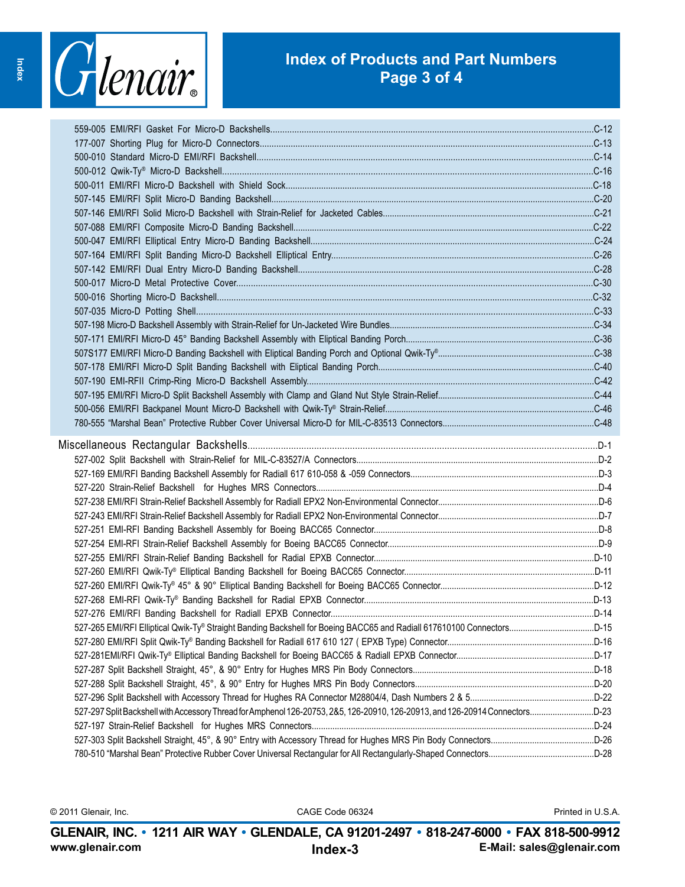# Index of Products and Part Numbers

559-005 EMI/RFI Gasket For Micro-D Backshells....C-12
177-007 Shorting Plug for Micro-D Connectors....C-13
500-010 Standard Micro-D EMI/RFI Backshell....C-14
500-012 Qwik-Ty® Micro-D Backshell....C-16
500-011 EMI/RFI Micro-D Backshell with Shield Sock....C-18
507-145 EMI/RFI Split Micro-D Banding Backshell....C-20
507-146 EMI/RFI Solid Micro-D Backshell with Strain-Relief for Jacketed Cables....C-21
507-088 EMI/RFI Composite Micro-D Banding Backshell....C-22
500-047 EMI/RFI Elliptical Entry Micro-D Banding Backshell....C-24
507-164 EMI/RFI Split Banding Micro-D Backshell Elliptical Entry....C-26
507-142 EMI/RFI Dual Entry Micro-D Banding Backshell....C-28
500-017 Micro-D Metal Protective Cover....C-30
500-016 Shorting Micro-D Backshell....C-32
507-035 Micro-D Potting Shell....C-33
507-198 Micro-D Backshell Assembly with Strain-Relief for Un-Jacketed Wire Bundles....C-34
507-171 EMI/RFI Micro-D 45° Banding Backshell Assembly with Eliptical Banding Porch....C-36
507S177 EMI/RFI Micro-D Banding Backshell with Elliptical Banding Porch and Optional Qwik-Ty®....C-38
507-178 EMI/RFI Micro-D Split Banding Backshell with Elliptical Banding Porch....C-40
507-190 EMI-RFII Crimp-Ring Micro-D Backshell Assembly....C-42
507-195 EMI/RFI Micro-D Split Backshell Assembly with Clamp and Gland Nut Style Strain-Relief....C-44
500-056 EMI/RFI Backpanel Mount Micro-D Backshell with Qwik-Ty® Strain-Relief....C-46
780-555 "Marshal Bean" Protective Rubber Cover Universal Micro-D for MIL-C-83513 Connectors....C-48

## Miscellaneous Rectangular Backshells....D-1

527-002 Split Backshell with Strain-Relief for MIL-C-83527/A Connectors....D-2
527-169 EMI/RFI Banding Backshell Assembly for Radiall 617 610-058 & -059 Connectors....D-3
527-220 Strain-Relief Backshell for Hughes MRS Connectors....D-4
527-238 EMI/RFI Strain-Relief Backshell Assembly for Radiall EPX2 Non-Environmental Connector....D-6
527-243 EMI/RFI Strain-Relief Backshell Assembly for Radiall EPX2 Non-Environmental Connector....D-7
527-251 EMI-RFI Banding Backshell Assembly for Boeing BACC65 Connector....D-8
527-254 EMI-RFI Strain-Relief Backshell Assembly for Boeing BACC65 Connector....D-9
527-255 EMI/RFI Strain-Relief Banding Backshell for Radial EPXB Connector....D-10
527-260 EMI/RFI Qwik-Ty® Elliptical Banding Backshell for Boeing BACC65 Connector....D-11
527-260 EMI/RFI Qwik-Ty® 45° & 90° Elliptical Banding Backshell for Boeing BACC65 Connector....D-12
527-268 EMI-RFI Qwik-Ty® Banding Backshell for Radial EPXB Connector....D-13
527-276 EMI/RFI Banding Backshell for Radiall EPXB Connector....D-14
527-265 EMI/RFI Elliptical Qwik-Ty® Straight Banding Backshell for Boeing BACC65 and Radiall 617610100 Connectors....D-15
527-280 EMI/RFI Split Qwik-Ty® Banding Backshell for Radiall 617 610 127 ( EPXB Type) Connector....D-16
527-281EMI/RFI Qwik-Ty® Elliptical Banding Backshell for Boeing BACC65 & Radiall EPXB Connector....D-17
527-287 Split Backshell Straight, 45°, & 90° Entry for Hughes MRS Pin Body Connectors....D-18
527-288 Split Backshell Straight, 45°, & 90° Entry for Hughes MRS Pin Body Connectors....D-20
527-296 Split Backshell with Accessory Thread for Hughes RA Connector M28804/4, Dash Numbers 2 & 5....D-22
527-297 Split Backshell with Accessory Thread for Amphenol 126-20753, 2&5, 126-20910, 126-20913, and 126-20914 Connectors....D-23
527-197 Strain-Relief Backshell for Hughes MRS Connectors....D-24
527-303 Split Backshell Straight, 45°, & 90° Entry with Accessory Thread for Hughes MRS Pin Body Connectors....D-26
780-510 "Marshal Bean" Protective Rubber Cover Universal Rectangular for All Rectangularly-Shaped Connectors....D-28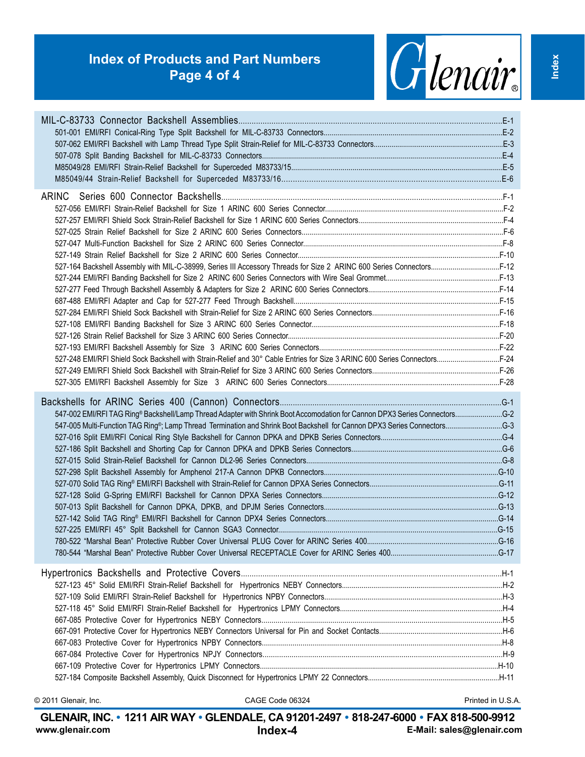# Index of Products and Part Numbers
## Page 4 of 4

Glenair®

Index

| | |
|---|---|
| **MIL-C-83733 Connector Backshell Assemblies** | E-1 |
| 501-001 EMI/RFI Conical-Ring Type Split Backshell for MIL-C-83733 Connectors | E-2 |
| 507-062 EMI/RFI Backshell with Lamp Thread Type Split Strain-Relief for MIL-C-83733 Connectors | E-3 |
| 507-078 Split Banding Backshell for MIL-C-83733 Connectors | E-4 |
| M85049/28 EMI/RFI Strain-Relief Backshell for Superceded M83733/15 | E-5 |
| M85049/44 Strain-Relief Backshell for Superceded M83733/16 | E-6 |
| **ARINC Series 600 Connector Backshells** | F-1 |
| 527-056 EMI/RFI Strain-Relief Backshell for Size 1 ARINC 600 Series Connector | F-2 |
| 527-257 EMI/RFI Shield Sock Strain-Relief Backshell for Size 1 ARINC 600 Series Connectors | F-4 |
| 527-025 Strain Relief Backshell for Size 2 ARINC 600 Series Connectors | F-6 |
| 527-047 Multi-Function Backshell for Size 2 ARINC 600 Series Connector | F-8 |
| 527-149 Strain Relief Backshell for Size 2 ARINC 600 Series Connector | F-10 |
| 527-164 Backshell Assembly with MIL-C-38999, Series III Accessory Threads for Size 2 ARINC 600 Series Connectors | F-12 |
| 527-244 EMI/RFI Banding Backshell for Size 2 ARINC 600 Series Connectors with Wire Seal Grommet | F-13 |
| 527-277 Feed Through Backshell Assembly & Adapters for Size 2 ARINC 600 Series Connectors | F-14 |
| 687-488 EMI/RFI Adapter and Cap for 527-277 Feed Through Backshell | F-15 |
| 527-284 EMI/RFI Shield Sock Backshell with Strain-Relief for Size 2 ARINC 600 Series Connectors | F-16 |
| 527-108 EMI/RFI Banding Backshell for Size 3 ARINC 600 Series Connector | F-18 |
| 527-126 Strain Relief Backshell for Size 3 ARINC 600 Series Connector | F-20 |
| 527-193 EMI/RFI Backshell Assembly for Size 3 ARINC 600 Series Connectors | F-22 |
| 527-248 EMI/RFI Shield Sock Backshell with Strain-Relief and 30° Cable Entries for Size 3 ARINC 600 Series Connectors | F-24 |
| 527-249 EMI/RFI Shield Sock Backshell with Strain-Relief for Size 3 ARINC 600 Series Connectors | F-26 |
| 527-305 EMI/RFI Backshell Assembly for Size 3 ARINC 600 Series Connectors | F-28 |
| **Backshells for ARINC Series 400 (Cannon) Connectors** | G-1 |
| 547-002 EMI/RFI TAG Ring® Backshell/Lamp Thread Adapter with Shrink Boot Accomodation for Cannon DPX3 Series Connectors | G-2 |
| 547-005 Multi-Function TAG Ring®; Lamp Thread Termination and Shrink Boot Backshell for Cannon DPX3 Series Connectors | G-3 |
| 527-016 Split EMI/RFI Conical Ring Style Backshell for Cannon DPKA and DPKB Series Connectors | G-4 |
| 527-186 Split Backshell and Shorting Cap for Cannon DPKA and DPKB Series Connectors | G-6 |
| 527-015 Solid Strain-Relief Backshell for Cannon DL2-96 Series Connectors | G-8 |
| 527-298 Split Backshell Assembly for Amphenol 217-A Cannon DPKB Connectors | G-10 |
| 527-070 Solid TAG Ring® EMI/RFI Backshell with Strain-Relief for Cannon DPXA Series Connectors | G-11 |
| 527-128 Solid G-Spring EMI/RFI Backshell for Cannon DPXA Series Connectors | G-12 |
| 507-013 Split Backshell for Cannon DPKA, DPKB, and DPJM Series Connectors | G-13 |
| 527-142 Solid TAG Ring® EMI/RFI Backshell for Cannon DPX4 Series Connectors | G-14 |
| 527-225 EMI/RFI 45° Split Backshell for Cannon SGA3 Connector | G-15 |
| 780-522 "Marshal Bean" Protective Rubber Cover Universal PLUG Cover for ARINC Series 400 | G-16 |
| 780-544 "Marshal Bean" Protective Rubber Cover Universal RECEPTACLE Cover for ARINC Series 400 | G-17 |
| **Hypertronics Backshells and Protective Covers** | H-1 |
| 527-123 45° Solid EMI/RFI Strain-Relief Backshell for Hypertronics NEBY Connectors | H-2 |
| 527-109 Solid EMI/RFI Strain-Relief Backshell for Hypertronics NPBY Connectors | H-3 |
| 527-118 45° Solid EMI/RFI Strain-Relief Backshell for Hypertronics LPMY Connectors | H-4 |
| 667-085 Protective Cover for Hypertronics NEBY Connectors | H-5 |
| 667-091 Protective Cover for Hypertronics NEBY Connectors Universal for Pin and Socket Contacts | H-6 |
| 667-083 Protective Cover for Hypertronics NPBY Connectors | H-8 |
| 667-084 Protective Cover for Hypertronics NPJY Connectors | H-9 |
| 667-109 Protective Cover for Hypertronics LPMY Connectors | H-10 |
| 527-184 Composite Backshell Assembly, Quick Disconnect for Hypertronics LPMY 22 Connectors | H-11 |

© 2011 Glenair, Inc. CAGE Code 06324 Printed in U.S.A.

**GLENAIR, INC. • 1211 AIR WAY • GLENDALE, CA 91201-2497 • 818-247-6000 • FAX 818-500-9912**
www.glenair.com E-Mail: sales@glenair.com